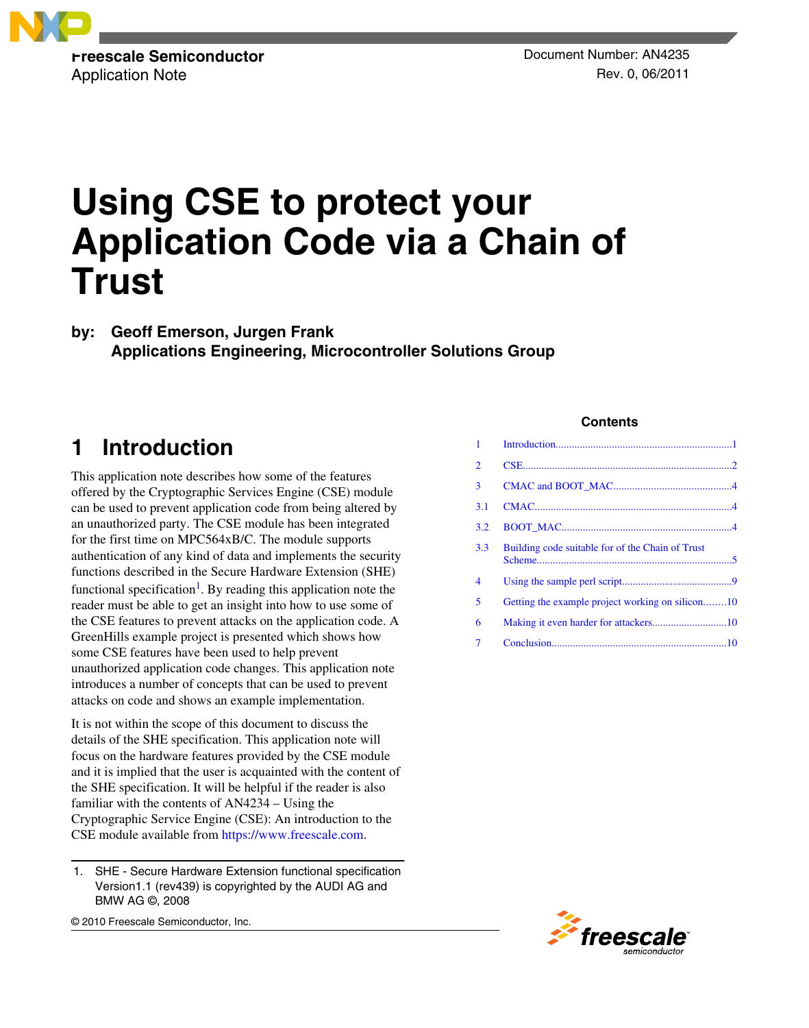Freescale Semiconductor
Application Note

Document Number: AN4235
Rev. 0, 06/2011

# Using CSE to protect your Application Code via a Chain of Trust

by: **Geoff Emerson, Jurgen Frank**
**Applications Engineering, Microcontroller Solutions Group**

## Contents

| | | |
|---|---|---|
| 1 | Introduction | 1 |
| 2 | CSE | 2 |
| 3 | CMAC and BOOT_MAC | 4 |
| 3.1 | CMAC | 4 |
| 3.2 | BOOT_MAC | 4 |
| 3.3 | Building code suitable for of the Chain of Trust Scheme | 5 |
| 4 | Using the sample perl script | 9 |
| 5 | Getting the example project working on silicon | 10 |
| 6 | Making it even harder for attackers | 10 |
| 7 | Conclusion | 10 |

## 1 Introduction

This application note describes how some of the features offered by the Cryptographic Services Engine (CSE) module can be used to prevent application code from being altered by an unauthorized party. The CSE module has been integrated for the first time on MPC564xB/C. The module supports authentication of any kind of data and implements the security functions described in the Secure Hardware Extension (SHE) functional specification[1]. By reading this application note the reader must be able to get an insight into how to use some of the CSE features to prevent attacks on the application code. A GreenHills example project is presented which shows how some CSE features have been used to help prevent unauthorized application code changes. This application note introduces a number of concepts that can be used to prevent attacks on code and shows an example implementation.

It is not within the scope of this document to discuss the details of the SHE specification. This application note will focus on the hardware features provided by the CSE module and it is implied that the user is acquainted with the content of the SHE specification. It will be helpful if the reader is also familiar with the contents of AN4234 – Using the Cryptographic Service Engine (CSE): An introduction to the CSE module available from https://www.freescale.com.

1. SHE - Secure Hardware Extension functional specification Version1.1 (rev439) is copyrighted by the AUDI AG and BMW AG ©, 2008

© 2010 Freescale Semiconductor, Inc.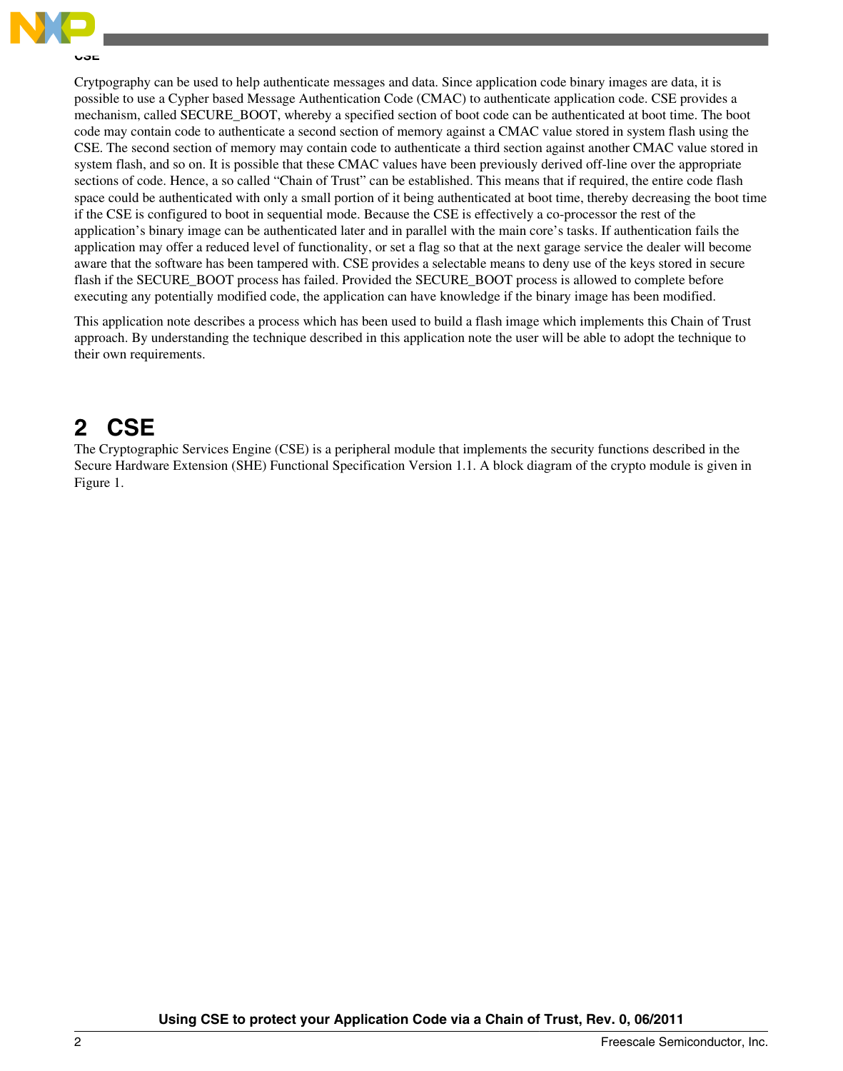Crytpography can be used to help authenticate messages and data. Since application code binary images are data, it is possible to use a Cypher based Message Authentication Code (CMAC) to authenticate application code. CSE provides a mechanism, called SECURE_BOOT, whereby a specified section of boot code can be authenticated at boot time. The boot code may contain code to authenticate a second section of memory against a CMAC value stored in system flash using the CSE. The second section of memory may contain code to authenticate a third section against another CMAC value stored in system flash, and so on. It is possible that these CMAC values have been previously derived off-line over the appropriate sections of code. Hence, a so called "Chain of Trust" can be established. This means that if required, the entire code flash space could be authenticated with only a small portion of it being authenticated at boot time, thereby decreasing the boot time if the CSE is configured to boot in sequential mode. Because the CSE is effectively a co-processor the rest of the application's binary image can be authenticated later and in parallel with the main core's tasks. If authentication fails the application may offer a reduced level of functionality, or set a flag so that at the next garage service the dealer will become aware that the software has been tampered with. CSE provides a selectable means to deny use of the keys stored in secure flash if the SECURE_BOOT process has failed. Provided the SECURE_BOOT process is allowed to complete before executing any potentially modified code, the application can have knowledge if the binary image has been modified.

This application note describes a process which has been used to build a flash image which implements this Chain of Trust approach. By understanding the technique described in this application note the user will be able to adopt the technique to their own requirements.

## 2 CSE

The Cryptographic Services Engine (CSE) is a peripheral module that implements the security functions described in the Secure Hardware Extension (SHE) Functional Specification Version 1.1. A block diagram of the crypto module is given in Figure 1.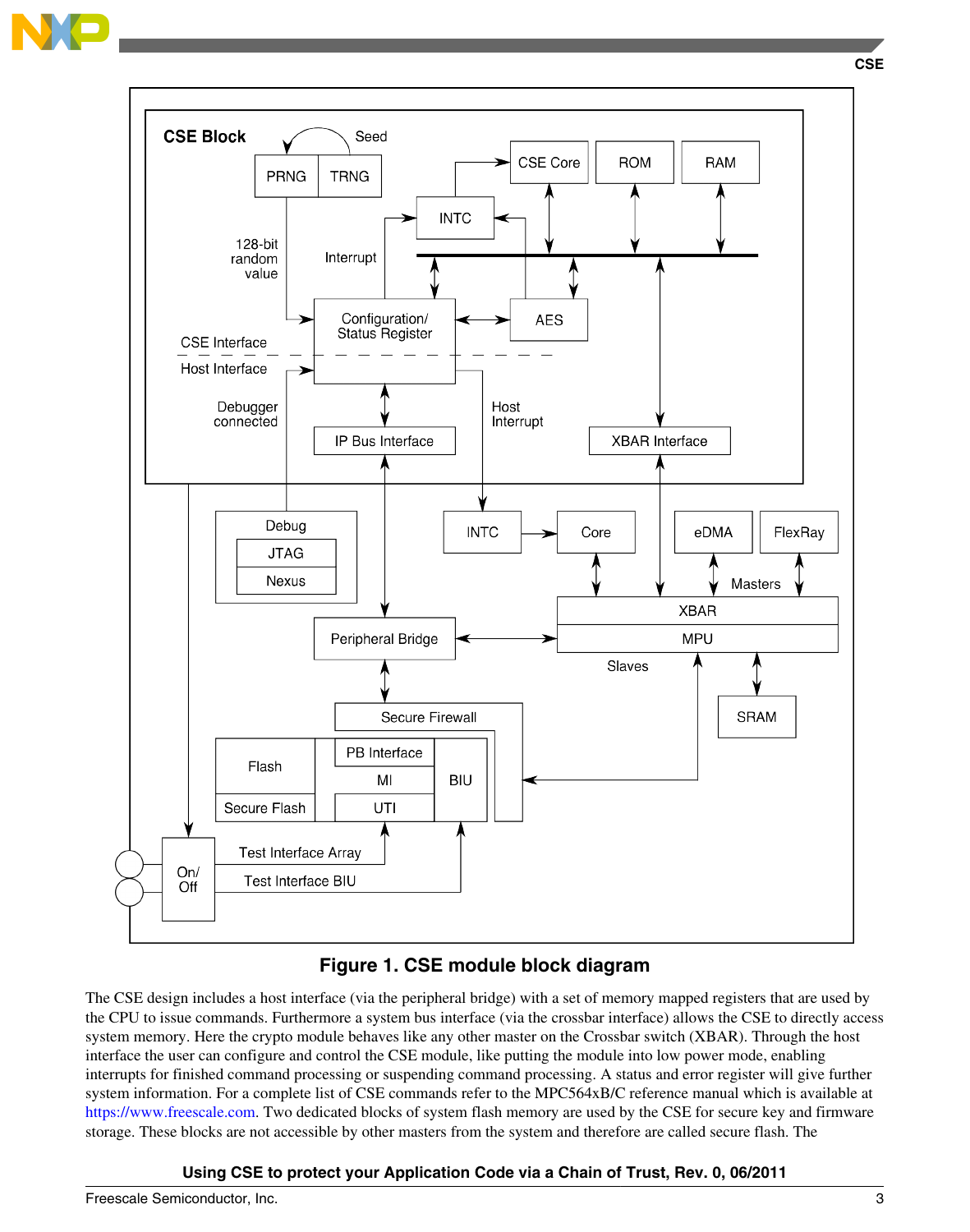CSE Block

Seed

PRNG

TRNG

CSE Core

ROM

RAM

INTC

128-bit random value

Interrupt

Configuration/ Status Register

AES

CSE Interface

Host Interface

Debugger connected

Host Interrupt

IP Bus Interface

XBAR Interface

Debug

JTAG

Nexus

INTC

Core

eDMA

FlexRay

Masters

XBAR

MPU

Peripheral Bridge

Slaves

SRAM

Secure Firewall

Flash

PB Interface

MI

BIU

Secure Flash

UTI

Test Interface Array

On/ Off

Test Interface BIU

**Figure 1. CSE module block diagram**

The CSE design includes a host interface (via the peripheral bridge) with a set of memory mapped registers that are used by the CPU to issue commands. Furthermore a system bus interface (via the crossbar interface) allows the CSE to directly access system memory. Here the crypto module behaves like any other master on the Crossbar switch (XBAR). Through the host interface the user can configure and control the CSE module, like putting the module into low power mode, enabling interrupts for finished command processing or suspending command processing. A status and error register will give further system information. For a complete list of CSE commands refer to the MPC564xB/C reference manual which is available at https://www.freescale.com. Two dedicated blocks of system flash memory are used by the CSE for secure key and firmware storage. These blocks are not accessible by other masters from the system and therefore are called secure flash. The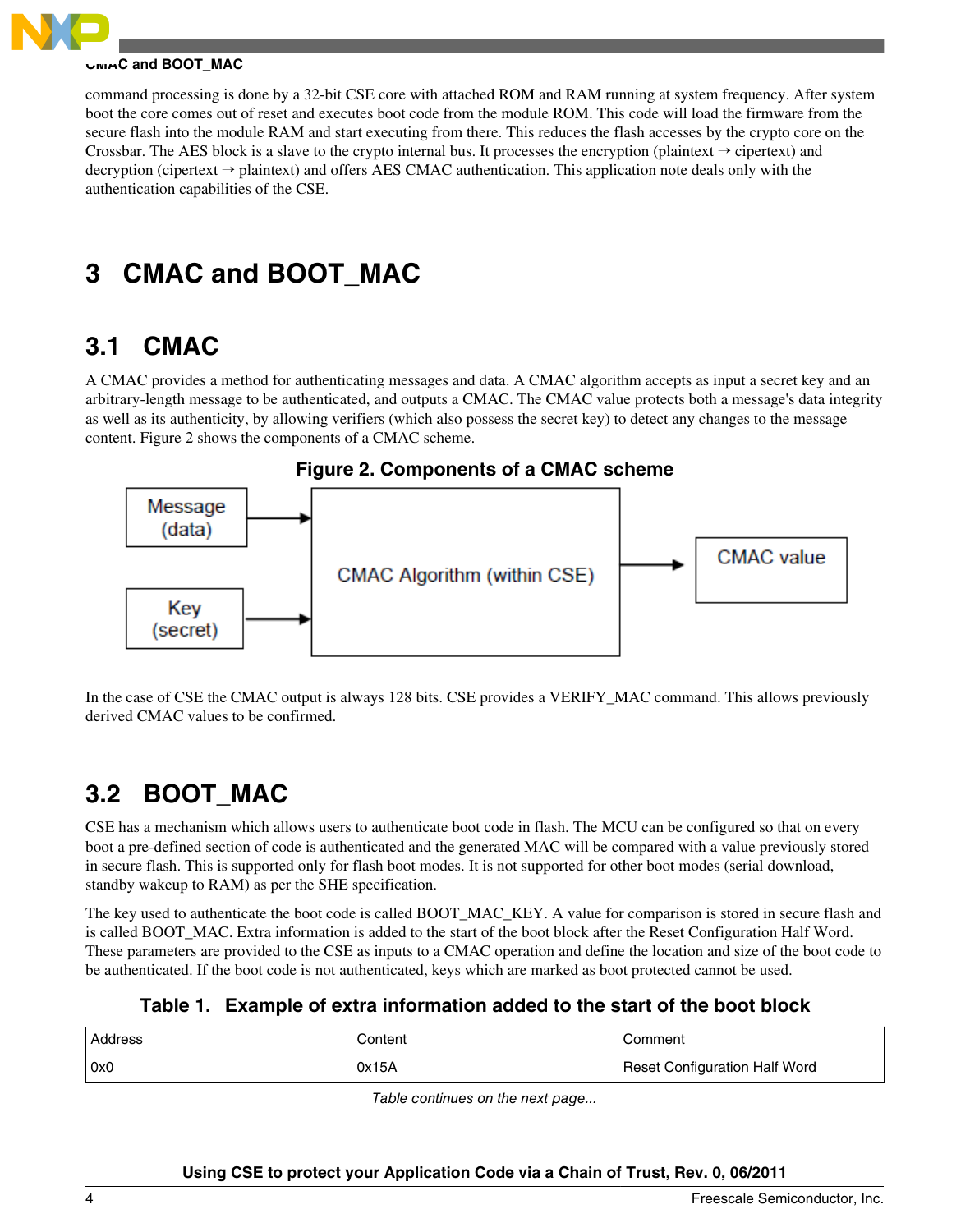command processing is done by a 32-bit CSE core with attached ROM and RAM running at system frequency. After system boot the core comes out of reset and executes boot code from the module ROM. This code will load the firmware from the secure flash into the module RAM and start executing from there. This reduces the flash accesses by the crypto core on the Crossbar. The AES block is a slave to the crypto internal bus. It processes the encryption (plaintext → cipertext) and decryption (cipertext → plaintext) and offers AES CMAC authentication. This application note deals only with the authentication capabilities of the CSE.

# 3 CMAC and BOOT_MAC

## 3.1 CMAC

A CMAC provides a method for authenticating messages and data. A CMAC algorithm accepts as input a secret key and an arbitrary-length message to be authenticated, and outputs a CMAC. The CMAC value protects both a message's data integrity as well as its authenticity, by allowing verifiers (which also possess the secret key) to detect any changes to the message content. Figure 2 shows the components of a CMAC scheme.

**Figure 2. Components of a CMAC scheme**

Message (data) → CMAC Algorithm (within CSE) → CMAC value

Key (secret) → CMAC Algorithm (within CSE)

In the case of CSE the CMAC output is always 128 bits. CSE provides a VERIFY_MAC command. This allows previously derived CMAC values to be confirmed.

## 3.2 BOOT_MAC

CSE has a mechanism which allows users to authenticate boot code in flash. The MCU can be configured so that on every boot a pre-defined section of code is authenticated and the generated MAC will be compared with a value previously stored in secure flash. This is supported only for flash boot modes. It is not supported for other boot modes (serial download, standby wakeup to RAM) as per the SHE specification.

The key used to authenticate the boot code is called BOOT_MAC_KEY. A value for comparison is stored in secure flash and is called BOOT_MAC. Extra information is added to the start of the boot block after the Reset Configuration Half Word. These parameters are provided to the CSE as inputs to a CMAC operation and define the location and size of the boot code to be authenticated. If the boot code is not authenticated, keys which are marked as boot protected cannot be used.

**Table 1. Example of extra information added to the start of the boot block**

| Address | Content | Comment |
|---|---|---|
| 0x0 | 0x15A | Reset Configuration Half Word |

*Table continues on the next page...*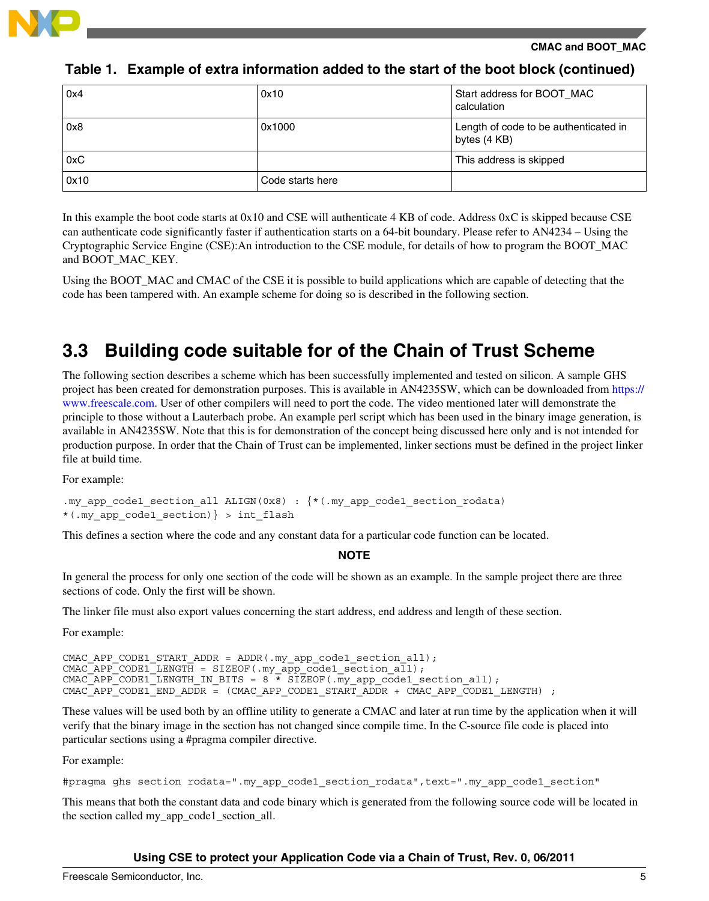**Table 1. Example of extra information added to the start of the boot block (continued)**

| | | |
|---|---|---|
| 0x4 | 0x10 | Start address for BOOT_MAC calculation |
| 0x8 | 0x1000 | Length of code to be authenticated in bytes (4 KB) |
| 0xC | | This address is skipped |
| 0x10 | Code starts here | |

In this example the boot code starts at 0x10 and CSE will authenticate 4 KB of code. Address 0xC is skipped because CSE can authenticate code significantly faster if authentication starts on a 64-bit boundary. Please refer to AN4234 – Using the Cryptographic Service Engine (CSE):An introduction to the CSE module, for details of how to program the BOOT_MAC and BOOT_MAC_KEY.

Using the BOOT_MAC and CMAC of the CSE it is possible to build applications which are capable of detecting that the code has been tampered with. An example scheme for doing so is described in the following section.

## 3.3 Building code suitable for of the Chain of Trust Scheme

The following section describes a scheme which has been successfully implemented and tested on silicon. A sample GHS project has been created for demonstration purposes. This is available in AN4235SW, which can be downloaded from https://www.freescale.com. User of other compilers will need to port the code. The video mentioned later will demonstrate the principle to those without a Lauterbach probe. An example perl script which has been used in the binary image generation, is available in AN4235SW. Note that this is for demonstration of the concept being discussed here only and is not intended for production purpose. In order that the Chain of Trust can be implemented, linker sections must be defined in the project linker file at build time.

For example:

```
.my_app_code1_section_all ALIGN(0x8) : {*(.my_app_code1_section_rodata)
*(.my_app_code1_section)} > int_flash
```

This defines a section where the code and any constant data for a particular code function can be located.

**NOTE**

In general the process for only one section of the code will be shown as an example. In the sample project there are three sections of code. Only the first will be shown.

The linker file must also export values concerning the start address, end address and length of these section.

For example:

```
CMAC_APP_CODE1_START_ADDR = ADDR(.my_app_code1_section_all);
CMAC_APP_CODE1_LENGTH = SIZEOF(.my_app_code1_section_all);
CMAC_APP_CODE1_LENGTH_IN_BITS = 8 * SIZEOF(.my_app_code1_section_all);
CMAC_APP_CODE1_END_ADDR = (CMAC_APP_CODE1_START_ADDR + CMAC_APP_CODE1_LENGTH) ;
```

These values will be used both by an offline utility to generate a CMAC and later at run time by the application when it will verify that the binary image in the section has not changed since compile time. In the C-source file code is placed into particular sections using a #pragma compiler directive.

For example:

```
#pragma ghs section rodata=".my_app_code1_section_rodata",text=".my_app_code1_section"
```

This means that both the constant data and code binary which is generated from the following source code will be located in the section called my_app_code1_section_all.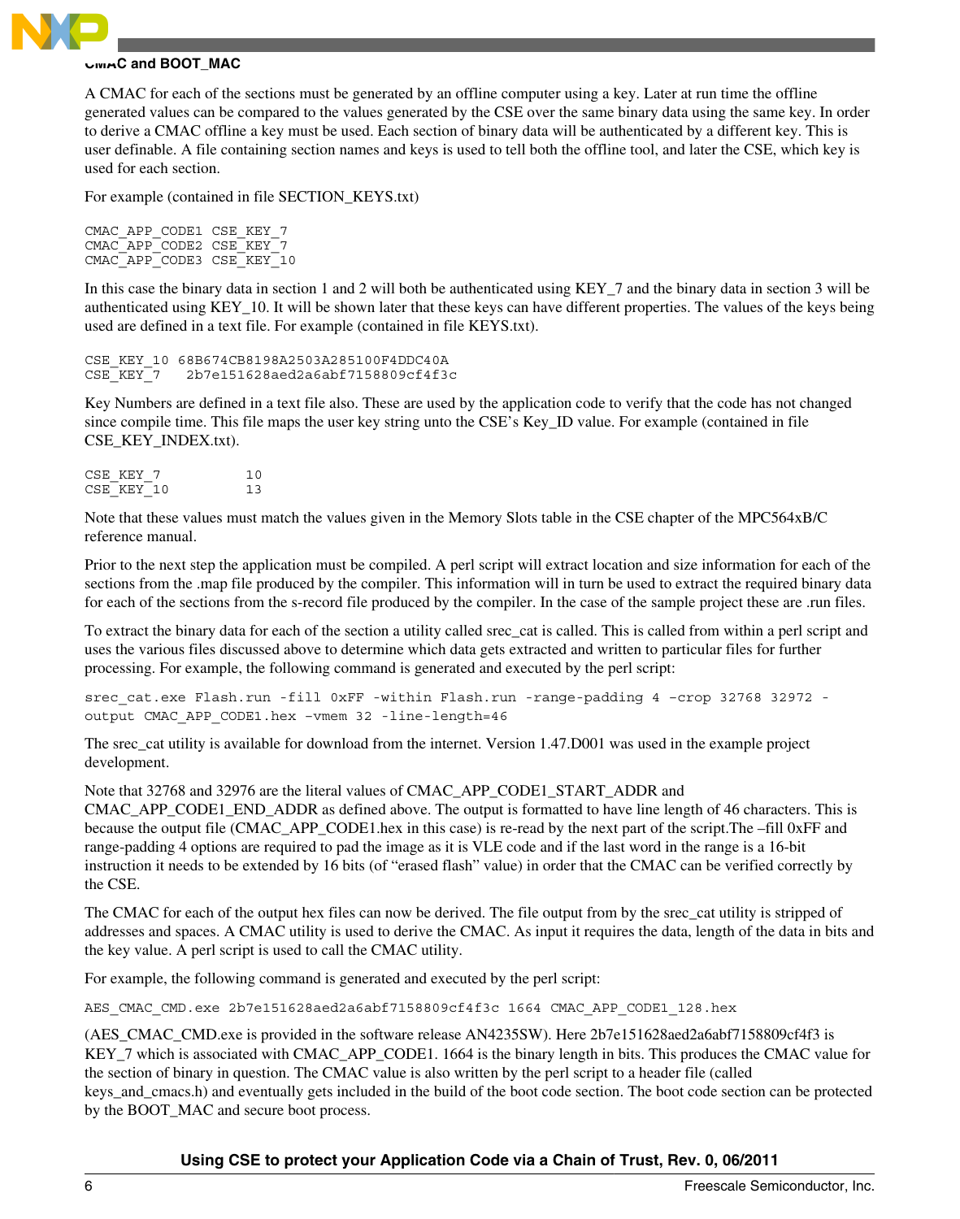### CMAC and BOOT_MAC

A CMAC for each of the sections must be generated by an offline computer using a key. Later at run time the offline generated values can be compared to the values generated by the CSE over the same binary data using the same key. In order to derive a CMAC offline a key must be used. Each section of binary data will be authenticated by a different key. This is user definable. A file containing section names and keys is used to tell both the offline tool, and later the CSE, which key is used for each section.

For example (contained in file SECTION_KEYS.txt)

```
CMAC_APP_CODE1 CSE_KEY_7
CMAC_APP_CODE2 CSE_KEY_7
CMAC_APP_CODE3 CSE_KEY_10
```

In this case the binary data in section 1 and 2 will both be authenticated using KEY_7 and the binary data in section 3 will be authenticated using KEY_10. It will be shown later that these keys can have different properties. The values of the keys being used are defined in a text file. For example (contained in file KEYS.txt).

```
CSE_KEY_10 68B674CB8198A2503A285100F4DDC40A
CSE_KEY_7   2b7e151628aed2a6abf7158809cf4f3c
```

Key Numbers are defined in a text file also. These are used by the application code to verify that the code has not changed since compile time. This file maps the user key string unto the CSE's Key_ID value. For example (contained in file CSE_KEY_INDEX.txt).

```
CSE_KEY_7          10
CSE_KEY_10         13
```

Note that these values must match the values given in the Memory Slots table in the CSE chapter of the MPC564xB/C reference manual.

Prior to the next step the application must be compiled. A perl script will extract location and size information for each of the sections from the .map file produced by the compiler. This information will in turn be used to extract the required binary data for each of the sections from the s-record file produced by the compiler. In the case of the sample project these are .run files.

To extract the binary data for each of the section a utility called srec_cat is called. This is called from within a perl script and uses the various files discussed above to determine which data gets extracted and written to particular files for further processing. For example, the following command is generated and executed by the perl script:

```
srec_cat.exe Flash.run -fill 0xFF -within Flash.run -range-padding 4 –crop 32768 32972 -
output CMAC_APP_CODE1.hex –vmem 32 -line-length=46
```

The srec_cat utility is available for download from the internet. Version 1.47.D001 was used in the example project development.

Note that 32768 and 32976 are the literal values of CMAC_APP_CODE1_START_ADDR and CMAC_APP_CODE1_END_ADDR as defined above. The output is formatted to have line length of 46 characters. This is because the output file (CMAC_APP_CODE1.hex in this case) is re-read by the next part of the script.The –fill 0xFF and range-padding 4 options are required to pad the image as it is VLE code and if the last word in the range is a 16-bit instruction it needs to be extended by 16 bits (of "erased flash" value) in order that the CMAC can be verified correctly by the CSE.

The CMAC for each of the output hex files can now be derived. The file output from by the srec_cat utility is stripped of addresses and spaces. A CMAC utility is used to derive the CMAC. As input it requires the data, length of the data in bits and the key value. A perl script is used to call the CMAC utility.

For example, the following command is generated and executed by the perl script:

```
AES_CMAC_CMD.exe 2b7e151628aed2a6abf7158809cf4f3c 1664 CMAC_APP_CODE1_128.hex
```

(AES_CMAC_CMD.exe is provided in the software release AN4235SW). Here 2b7e151628aed2a6abf7158809cf4f3 is KEY_7 which is associated with CMAC_APP_CODE1. 1664 is the binary length in bits. This produces the CMAC value for the section of binary in question. The CMAC value is also written by the perl script to a header file (called keys_and_cmacs.h) and eventually gets included in the build of the boot code section. The boot code section can be protected by the BOOT_MAC and secure boot process.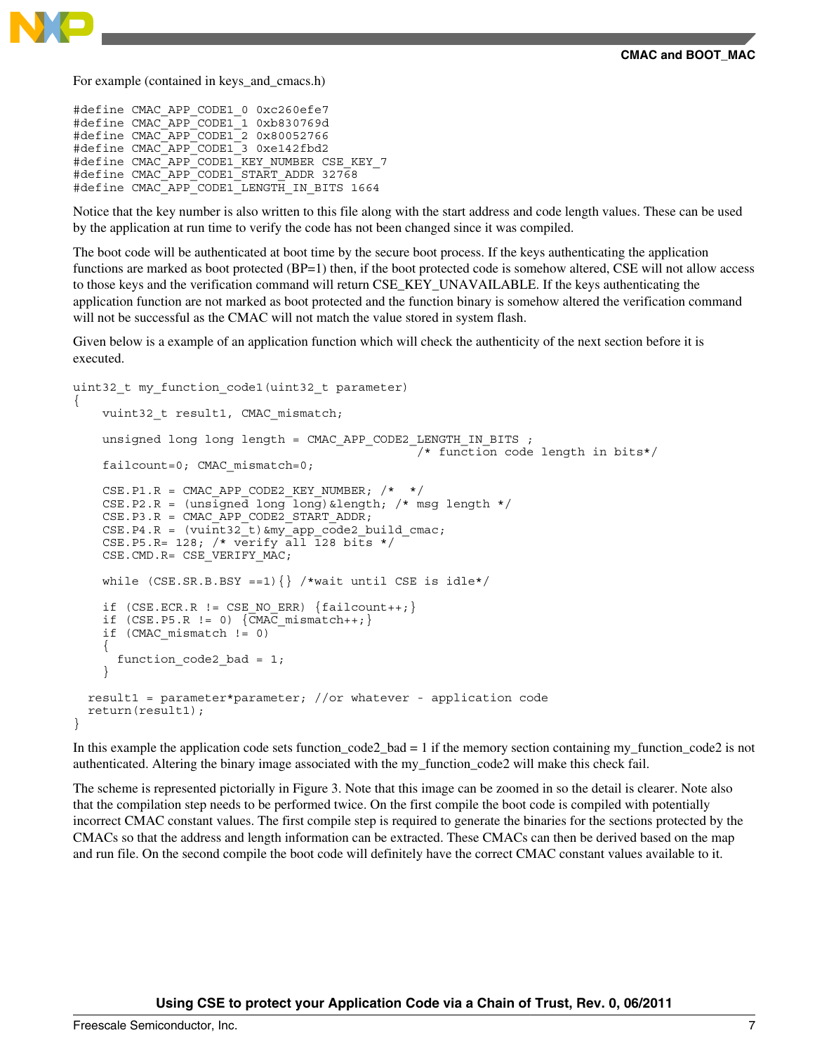For example (contained in keys_and_cmacs.h)

```
#define CMAC_APP_CODE1_0 0xc260efe7
#define CMAC_APP_CODE1_1 0xb830769d
#define CMAC_APP_CODE1_2 0x80052766
#define CMAC_APP_CODE1_3 0xe142fbd2
#define CMAC_APP_CODE1_KEY_NUMBER CSE_KEY_7
#define CMAC_APP_CODE1_START_ADDR 32768
#define CMAC_APP_CODE1_LENGTH_IN_BITS 1664
```

Notice that the key number is also written to this file along with the start address and code length values. These can be used by the application at run time to verify the code has not been changed since it was compiled.

The boot code will be authenticated at boot time by the secure boot process. If the keys authenticating the application functions are marked as boot protected (BP=1) then, if the boot protected code is somehow altered, CSE will not allow access to those keys and the verification command will return CSE_KEY_UNAVAILABLE. If the keys authenticating the application function are not marked as boot protected and the function binary is somehow altered the verification command will not be successful as the CMAC will not match the value stored in system flash.

Given below is a example of an application function which will check the authenticity of the next section before it is executed.

```
uint32_t my_function_code1(uint32_t parameter)
{
    vuint32_t result1, CMAC_mismatch;

    unsigned long long length = CMAC_APP_CODE2_LENGTH_IN_BITS ;
                                            /* function code length in bits*/
    failcount=0; CMAC_mismatch=0;

    CSE.P1.R = CMAC_APP_CODE2_KEY_NUMBER; /*  */
    CSE.P2.R = (unsigned long long)&length; /* msg length */
    CSE.P3.R = CMAC_APP_CODE2_START_ADDR;
    CSE.P4.R = (vuint32_t)&my_app_code2_build_cmac;
    CSE.P5.R= 128; /* verify all 128 bits */
    CSE.CMD.R= CSE_VERIFY_MAC;

    while (CSE.SR.B.BSY ==1){} /*wait until CSE is idle*/

    if (CSE.ECR.R != CSE_NO_ERR) {failcount++;}
    if (CSE.P5.R != 0) {CMAC_mismatch++;}
    if (CMAC_mismatch != 0)
    {
      function_code2_bad = 1;
    }

  result1 = parameter*parameter; //or whatever - application code
  return(result1);
}
```

In this example the application code sets function_code2_bad = 1 if the memory section containing my_function_code2 is not authenticated. Altering the binary image associated with the my_function_code2 will make this check fail.

The scheme is represented pictorially in Figure 3. Note that this image can be zoomed in so the detail is clearer. Note also that the compilation step needs to be performed twice. On the first compile the boot code is compiled with potentially incorrect CMAC constant values. The first compile step is required to generate the binaries for the sections protected by the CMACs so that the address and length information can be extracted. These CMACs can then be derived based on the map and run file. On the second compile the boot code will definitely have the correct CMAC constant values available to it.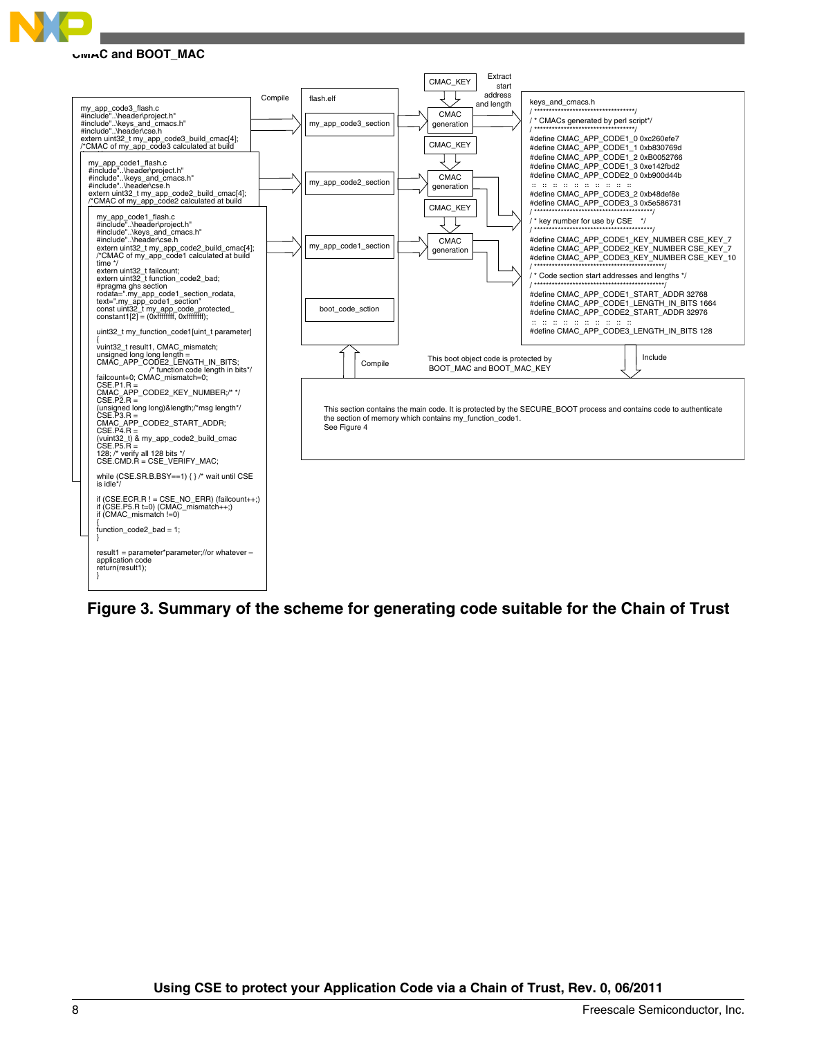Compile

my_app_code3_flash.c
#include"..\header\project.h"
#include"..\keys_and_cmacs.h"
#include"..\header\cse.h
extern uint32_t my_app_code3_build_cmac[4];
/*CMAC of my_app_code3 calculated at build

my_app_code1_flash.c
#include"..\header\project.h"
#include"..\keys_and_cmacs.h"
#include"..\header\cse.h
extern uint32_t my_app_code2_build_cmac[4];
/*CMAC of my_app_code2 calculated at build

```
my_app_code1_flash.c
#include"..\header\project.h"
#include"..\keys_and_cmacs.h"
#include"..\header\cse.h
extern uint32_t my_app_code2_build_cmac[4];
/*CMAC of my_app_code1 calculated at build
time */
extern uint32_t failcount;
extern uint32_t function_code2_bad;
#pragma ghs section
rodata=".my_app_code1_section_rodata,
text=".my_app_code1_section"
const uint32_t my_app_code_protected_
constant1[2] = (0xffffffff, 0xffffffff);

uint32_t my_function_code1[uint_t parameter]
{
vuint32_t result1, CMAC_mismatch;
unsigned long long length =
CMAC_APP_CODE2_LENGTH_IN_BITS;
              /* function code length in bits*/
failcount+0; CMAC_mismatch=0;
CSE.P1.R =
CMAC_APP_CODE2_KEY_NUMBER;/* */
CSE.P2.R =
(unsigned long long)&length;/*msg length*/
CSE.P3.R =
CMAC_APP_CODE2_START_ADDR;
CSE.P4.R =
(vuint32_t) & my_app_code2_build_cmac
CSE.P5.R =
128; /* verify all 128 bits */
CSE.CMD.R = CSE_VERIFY_MAC;

while (CSE.SR.B.BSY==1) { } /* wait until CSE
is idle*/

if (CSE.ECR.R ! = CSE_NO_ERR) (failcount++;)
if (CSE.P5.R t=0) (CMAC_mismatch++;)
if (CMAC_mismatch !=0)
{
function_code2_bad = 1;
}

result1 = parameter*parameter;//or whatever –
application code
return(result1);
}
```

flash.elf

- my_app_code3_section
- my_app_code2_section
- my_app_code1_section
- boot_code_sction

CMAC_KEY → CMAC generation

CMAC_KEY → CMAC generation

CMAC_KEY → CMAC generation

Extract start address and length

```
keys_and_cmacs.h
/ **********************************/
/ * CMACs generated by perl script*/
/ **********************************/
#define CMAC_APP_CODE1_0 0xc260efe7
#define CMAC_APP_CODE1_1 0xb830769d
#define CMAC_APP_CODE1_2 0xB0052766
#define CMAC_APP_CODE1_3 0xe142fbd2
#define CMAC_APP_CODE2_0 0xb900d44b
 ::  ::  ::  ::  ::  ::  ::  ::  ::  ::
#define CMAC_APP_CODE3_2 0xb48def8e
#define CMAC_APP_CODE3_3 0x5e586731
/ ****************************************/
/ * key number for use by CSE   */
/ ****************************************/
#define CMAC_APP_CODE1_KEY_NUMBER CSE_KEY_7
#define CMAC_APP_CODE2_KEY_NUMBER CSE_KEY_7
#define CMAC_APP_CODE3_KEY_NUMBER CSE_KEY_10
/ **********************************************/
/ * Code section start addresses and lengths */
/ **********************************************/
#define CMAC_APP_CODE1_START_ADDR 32768
#define CMAC_APP_CODE1_LENGTH_IN_BITS 1664
#define CMAC_APP_CODE2_START_ADDR 32976
 ::  ::  ::  ::  ::  ::  ::  ::  ::  ::
#define CMAC_APP_CODE3_LENGTH_IN_BITS 128
```

Compile

This boot object code is protected by BOOT_MAC and BOOT_MAC_KEY

Include

This section contains the main code. It is protected by the SECURE_BOOT process and contains code to authenticate the section of memory which contains my_function_code1.
See Figure 4

**Figure 3. Summary of the scheme for generating code suitable for the Chain of Trust**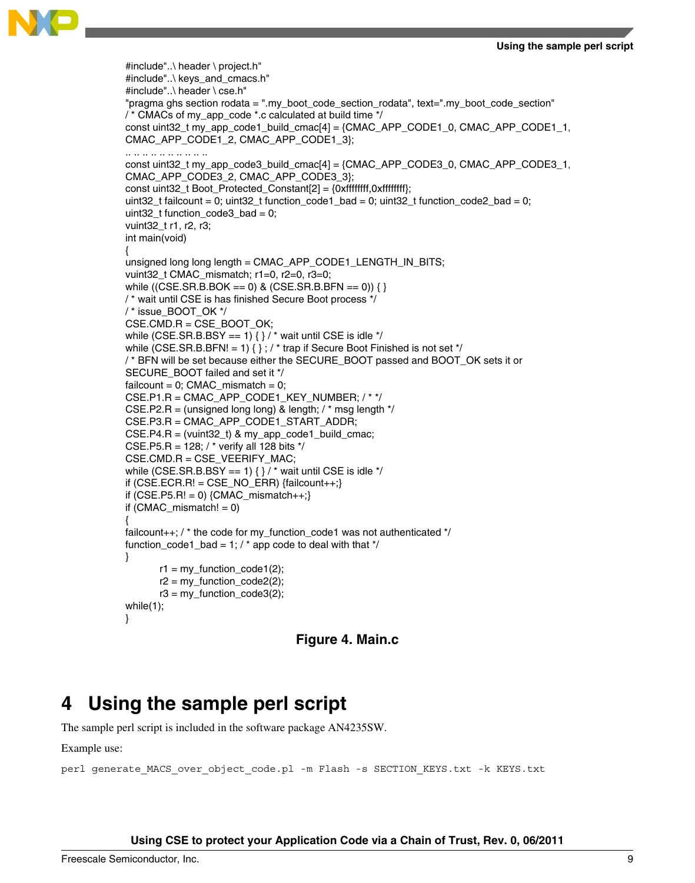```
#include"..\ header \ project.h"
#include"..\ keys_and_cmacs.h"
#include"..\ header \ cse.h"
"pragma ghs section rodata = ".my_boot_code_section_rodata", text=".my_boot_code_section"
/ * CMACs of my_app_code *.c calculated at build time */
const uint32_t my_app_code1_build_cmac[4] = {CMAC_APP_CODE1_0, CMAC_APP_CODE1_1,
CMAC_APP_CODE1_2, CMAC_APP_CODE1_3};
.. .. .. .. .. .. .. .. .. ..
const uint32_t my_app_code3_build_cmac[4] = {CMAC_APP_CODE3_0, CMAC_APP_CODE3_1,
CMAC_APP_CODE3_2, CMAC_APP_CODE3_3};
const uint32_t Boot_Protected_Constant[2] = {0xffffffff,0xffffffff};
uint32_t failcount = 0; uint32_t function_code1_bad = 0; uint32_t function_code2_bad = 0;
uint32_t function_code3_bad = 0;
vuint32_t r1, r2, r3;
int main(void)
{
unsigned long long length = CMAC_APP_CODE1_LENGTH_IN_BITS;
vuint32_t CMAC_mismatch; r1=0, r2=0, r3=0;
while ((CSE.SR.B.BOK == 0) & (CSE.SR.B.BFN == 0)) { }
/ * wait until CSE is has finished Secure Boot process */
/ * issue_BOOT_OK */
CSE.CMD.R = CSE_BOOT_OK;
while (CSE.SR.B.BSY == 1) { } / * wait until CSE is idle */
while (CSE.SR.B.BFN! = 1) { } ; / * trap if Secure Boot Finished is not set */
/ * BFN will be set because either the SECURE_BOOT passed and BOOT_OK sets it or
SECURE_BOOT failed and set it */
failcount = 0; CMAC_mismatch = 0;
CSE.P1.R = CMAC_APP_CODE1_KEY_NUMBER; / * */
CSE.P2.R = (unsigned long long) & length; / * msg length */
CSE.P3.R = CMAC_APP_CODE1_START_ADDR;
CSE.P4.R = (vuint32_t) & my_app_code1_build_cmac;
CSE.P5.R = 128; / * verify all 128 bits */
CSE.CMD.R = CSE_VEERIFY_MAC;
while (CSE.SR.B.BSY == 1) { } / * wait until CSE is idle */
if (CSE.ECR.R! = CSE_NO_ERR) {failcount++;}
if (CSE.P5.R! = 0) {CMAC_mismatch++;}
if (CMAC_mismatch! = 0)
{
failcount++; / * the code for my_function_code1 was not authenticated */
function_code1_bad = 1; / * app code to deal with that */
}
        r1 = my_function_code1(2);
        r2 = my_function_code2(2);
        r3 = my_function_code3(2);
while(1);
}
```

**Figure 4. Main.c**

# 4 Using the sample perl script

The sample perl script is included in the software package AN4235SW.

Example use:

```
perl generate_MACS_over_object_code.pl -m Flash -s SECTION_KEYS.txt -k KEYS.txt
```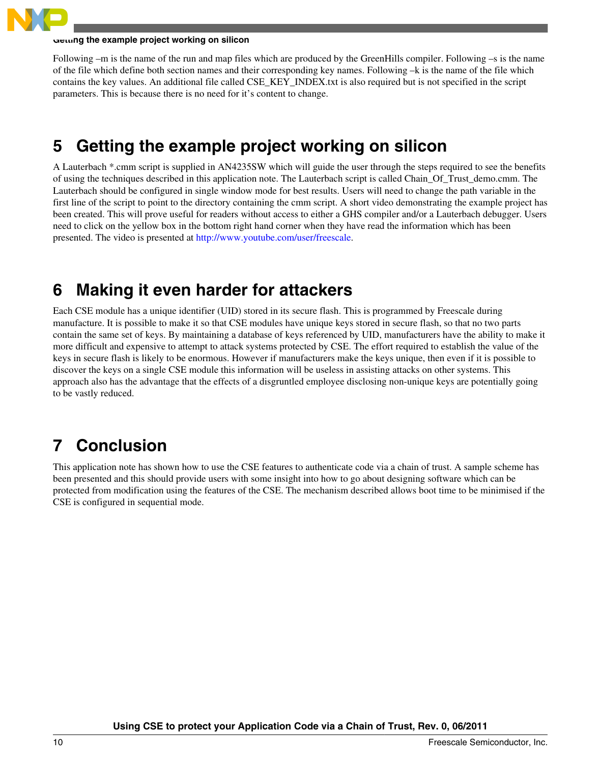Following –m is the name of the run and map files which are produced by the GreenHills compiler. Following –s is the name of the file which define both section names and their corresponding key names. Following –k is the name of the file which contains the key values. An additional file called CSE_KEY_INDEX.txt is also required but is not specified in the script parameters. This is because there is no need for it's content to change.

# 5 Getting the example project working on silicon

A Lauterbach *.cmm script is supplied in AN4235SW which will guide the user through the steps required to see the benefits of using the techniques described in this application note. The Lauterbach script is called Chain_Of_Trust_demo.cmm. The Lauterbach should be configured in single window mode for best results. Users will need to change the path variable in the first line of the script to point to the directory containing the cmm script. A short video demonstrating the example project has been created. This will prove useful for readers without access to either a GHS compiler and/or a Lauterbach debugger. Users need to click on the yellow box in the bottom right hand corner when they have read the information which has been presented. The video is presented at http://www.youtube.com/user/freescale.

# 6 Making it even harder for attackers

Each CSE module has a unique identifier (UID) stored in its secure flash. This is programmed by Freescale during manufacture. It is possible to make it so that CSE modules have unique keys stored in secure flash, so that no two parts contain the same set of keys. By maintaining a database of keys referenced by UID, manufacturers have the ability to make it more difficult and expensive to attempt to attack systems protected by CSE. The effort required to establish the value of the keys in secure flash is likely to be enormous. However if manufacturers make the keys unique, then even if it is possible to discover the keys on a single CSE module this information will be useless in assisting attacks on other systems. This approach also has the advantage that the effects of a disgruntled employee disclosing non-unique keys are potentially going to be vastly reduced.

# 7 Conclusion

This application note has shown how to use the CSE features to authenticate code via a chain of trust. A sample scheme has been presented and this should provide users with some insight into how to go about designing software which can be protected from modification using the features of the CSE. The mechanism described allows boot time to be minimised if the CSE is configured in sequential mode.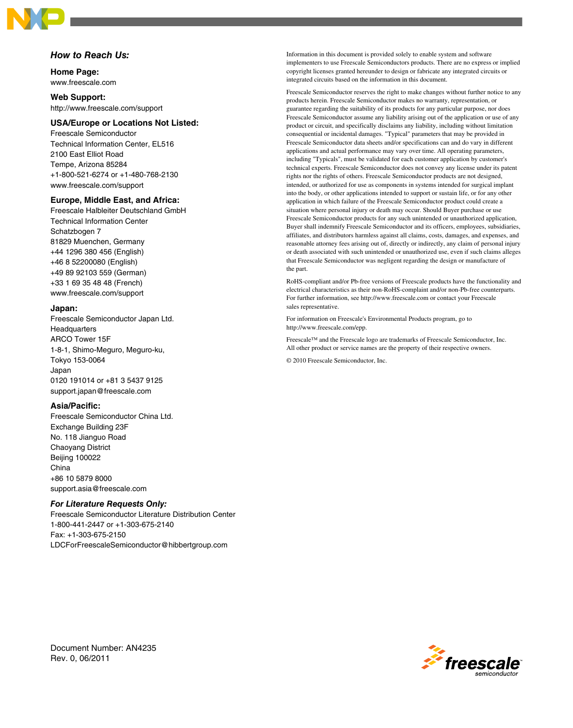*How to Reach Us:*

**Home Page:**
www.freescale.com

**Web Support:**
http://www.freescale.com/support

**USA/Europe or Locations Not Listed:**
Freescale Semiconductor
Technical Information Center, EL516
2100 East Elliot Road
Tempe, Arizona 85284
+1-800-521-6274 or +1-480-768-2130
www.freescale.com/support

**Europe, Middle East, and Africa:**
Freescale Halbleiter Deutschland GmbH
Technical Information Center
Schatzbogen 7
81829 Muenchen, Germany
+44 1296 380 456 (English)
+46 8 52200080 (English)
+49 89 92103 559 (German)
+33 1 69 35 48 48 (French)
www.freescale.com/support

**Japan:**
Freescale Semiconductor Japan Ltd.
Headquarters
ARCO Tower 15F
1-8-1, Shimo-Meguro, Meguro-ku,
Tokyo 153-0064
Japan
0120 191014 or +81 3 5437 9125
support.japan@freescale.com

**Asia/Pacific:**
Freescale Semiconductor China Ltd.
Exchange Building 23F
No. 118 Jianguo Road
Chaoyang District
Beijing 100022
China
+86 10 5879 8000
support.asia@freescale.com

***For Literature Requests Only:***
Freescale Semiconductor Literature Distribution Center
1-800-441-2447 or +1-303-675-2140
Fax: +1-303-675-2150
LDCForFreescaleSemiconductor@hibbertgroup.com

Information in this document is provided solely to enable system and software implementers to use Freescale Semiconductors products. There are no express or implied copyright licenses granted hereunder to design or fabricate any integrated circuits or integrated circuits based on the information in this document.

Freescale Semiconductor reserves the right to make changes without further notice to any products herein. Freescale Semiconductor makes no warranty, representation, or guarantee regarding the suitability of its products for any particular purpose, nor does Freescale Semiconductor assume any liability arising out of the application or use of any product or circuit, and specifically disclaims any liability, including without limitation consequential or incidental damages. "Typical" parameters that may be provided in Freescale Semiconductor data sheets and/or specifications can and do vary in different applications and actual performance may vary over time. All operating parameters, including "Typicals", must be validated for each customer application by customer's technical experts. Freescale Semiconductor does not convey any license under its patent rights nor the rights of others. Freescale Semiconductor products are not designed, intended, or authorized for use as components in systems intended for surgical implant into the body, or other applications intended to support or sustain life, or for any other application in which failure of the Freescale Semiconductor product could create a situation where personal injury or death may occur. Should Buyer purchase or use Freescale Semiconductor products for any such unintended or unauthorized application, Buyer shall indemnify Freescale Semiconductor and its officers, employees, subsidiaries, affiliates, and distributors harmless against all claims, costs, damages, and expenses, and reasonable attorney fees arising out of, directly or indirectly, any claim of personal injury or death associated with such unintended or unauthorized use, even if such claims alleges that Freescale Semiconductor was negligent regarding the design or manufacture of the part.

RoHS-compliant and/or Pb-free versions of Freescale products have the functionality and electrical characteristics as their non-RoHS-complaint and/or non-Pb-free counterparts. For further information, see http://www.freescale.com or contact your Freescale sales representative.

For information on Freescale's Environmental Products program, go to http://www.freescale.com/epp.

Freescale™ and the Freescale logo are trademarks of Freescale Semiconductor, Inc. All other product or service names are the property of their respective owners.

© 2010 Freescale Semiconductor, Inc.

Document Number: AN4235
Rev. 0, 06/2011